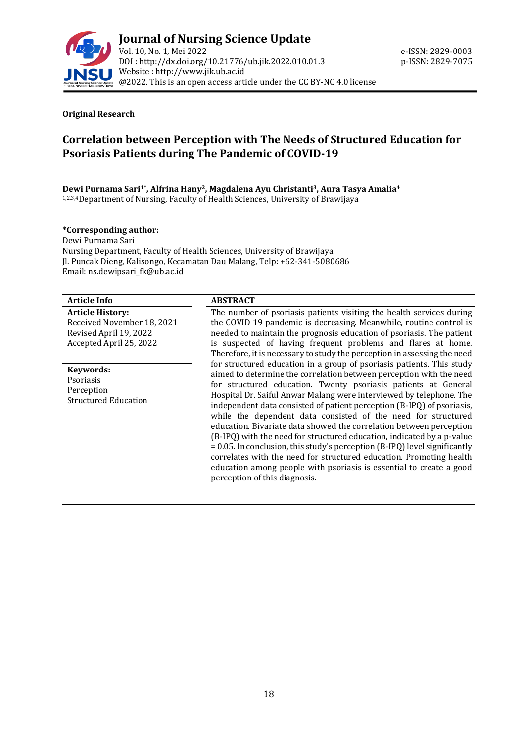**Original Research**

# Correlation between Perception with The Needs of Structured Education for Psoriasis Patients during The Pandemic of COVID-19

**Dewi Purnama Sari[1*], Alfrina Hany[2], Magdalena Ayu Christanti[3], Aura Tasya Amalia[4]**

[1,2,3,4]Department of Nursing, Faculty of Health Sciences, University of Brawijaya

**\*Corresponding author:**
Dewi Purnama Sari
Nursing Department, Faculty of Health Sciences, University of Brawijaya
Jl. Puncak Dieng, Kalisongo, Kecamatan Dau Malang, Telp: +62-341-5080686
Email: ns.dewipsari_fk@ub.ac.id

**Article Info**

**Article History:**
Received November 18, 2021
Revised April 19, 2022
Accepted April 25, 2022

**Keywords:**
Psoriasis
Perception
Structured Education

**ABSTRACT**

The number of psoriasis patients visiting the health services during the COVID 19 pandemic is decreasing. Meanwhile, routine control is needed to maintain the prognosis education of psoriasis. The patient is suspected of having frequent problems and flares at home. Therefore, it is necessary to study the perception in assessing the need for structured education in a group of psoriasis patients. This study aimed to determine the correlation between perception with the need for structured education. Twenty psoriasis patients at General Hospital Dr. Saiful Anwar Malang were interviewed by telephone. The independent data consisted of patient perception (B-IPQ) of psoriasis, while the dependent data consisted of the need for structured education. Bivariate data showed the correlation between perception (B-IPQ) with the need for structured education, indicated by a p-value = 0.05. In conclusion, this study's perception (B-IPQ) level significantly correlates with the need for structured education. Promoting health education among people with psoriasis is essential to create a good perception of this diagnosis.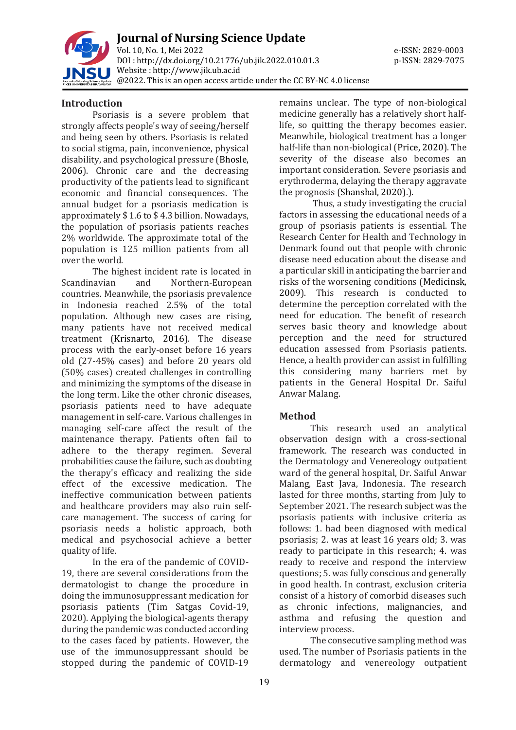## Introduction

Psoriasis is a severe problem that strongly affects people's way of seeing/herself and being seen by others. Psoriasis is related to social stigma, pain, inconvenience, physical disability, and psychological pressure (Bhosle, 2006). Chronic care and the decreasing productivity of the patients lead to significant economic and financial consequences. The annual budget for a psoriasis medication is approximately $ 1.6 to $ 4.3 billion. Nowadays, the population of psoriasis patients reaches 2% worldwide. The approximate total of the population is 125 million patients from all over the world.

The highest incident rate is located in Scandinavian and Northern-European countries. Meanwhile, the psoriasis prevalence in Indonesia reached 2.5% of the total population. Although new cases are rising, many patients have not received medical treatment (Krisnarto, 2016). The disease process with the early-onset before 16 years old (27-45% cases) and before 20 years old (50% cases) created challenges in controlling and minimizing the symptoms of the disease in the long term. Like the other chronic diseases, psoriasis patients need to have adequate management in self-care. Various challenges in managing self-care affect the result of the maintenance therapy. Patients often fail to adhere to the therapy regimen. Several probabilities cause the failure, such as doubting the therapy's efficacy and realizing the side effect of the excessive medication. The ineffective communication between patients and healthcare providers may also ruin self-care management. The success of caring for psoriasis needs a holistic approach, both medical and psychosocial achieve a better quality of life.

In the era of the pandemic of COVID-19, there are several considerations from the dermatologist to change the procedure in doing the immunosuppressant medication for psoriasis patients (Tim Satgas Covid-19, 2020). Applying the biological-agents therapy during the pandemic was conducted according to the cases faced by patients. However, the use of the immunosuppressant should be stopped during the pandemic of COVID-19 remains unclear. The type of non-biological medicine generally has a relatively short half-life, so quitting the therapy becomes easier. Meanwhile, biological treatment has a longer half-life than non-biological (Price, 2020). The severity of the disease also becomes an important consideration. Severe psoriasis and erythroderma, delaying the therapy aggravate the prognosis (Shanshal, 2020).).

Thus, a study investigating the crucial factors in assessing the educational needs of a group of psoriasis patients is essential. The Research Center for Health and Technology in Denmark found out that people with chronic disease need education about the disease and a particular skill in anticipating the barrier and risks of the worsening conditions (Medicinsk, 2009). This research is conducted to determine the perception correlated with the need for education. The benefit of research serves basic theory and knowledge about perception and the need for structured education assessed from Psoriasis patients. Hence, a health provider can assist in fulfilling this considering many barriers met by patients in the General Hospital Dr. Saiful Anwar Malang.

## Method

This research used an analytical observation design with a cross-sectional framework. The research was conducted in the Dermatology and Venereology outpatient ward of the general hospital, Dr. Saiful Anwar Malang, East Java, Indonesia. The research lasted for three months, starting from July to September 2021. The research subject was the psoriasis patients with inclusive criteria as follows: 1. had been diagnosed with medical psoriasis; 2. was at least 16 years old; 3. was ready to participate in this research; 4. was ready to receive and respond the interview questions; 5. was fully conscious and generally in good health. In contrast, exclusion criteria consist of a history of comorbid diseases such as chronic infections, malignancies, and asthma and refusing the question and interview process.

The consecutive sampling method was used. The number of Psoriasis patients in the dermatology and venereology outpatient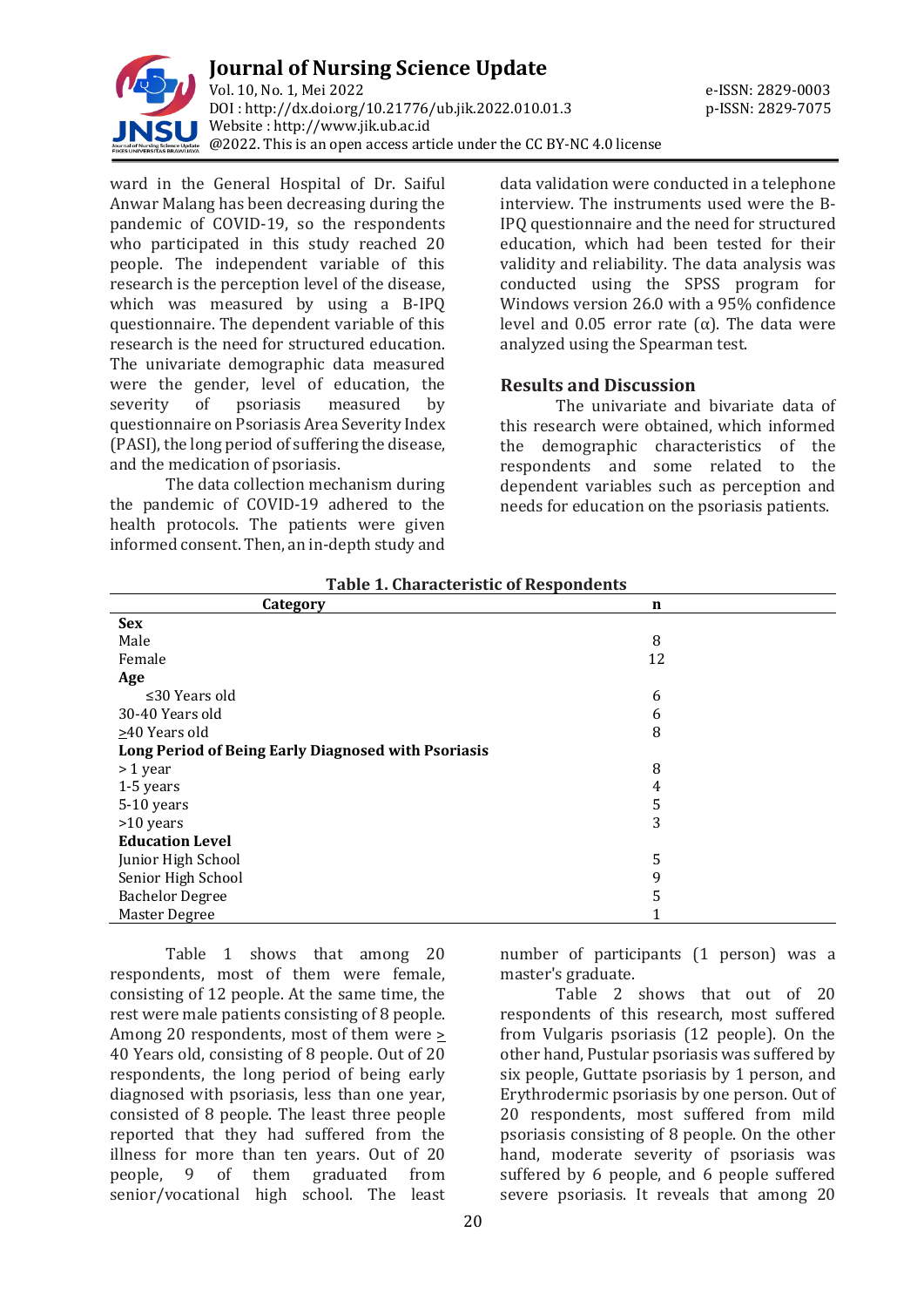ward in the General Hospital of Dr. Saiful Anwar Malang has been decreasing during the pandemic of COVID-19, so the respondents who participated in this study reached 20 people. The independent variable of this research is the perception level of the disease, which was measured by using a B-IPQ questionnaire. The dependent variable of this research is the need for structured education. The univariate demographic data measured were the gender, level of education, the severity of psoriasis measured by questionnaire on Psoriasis Area Severity Index (PASI), the long period of suffering the disease, and the medication of psoriasis.

The data collection mechanism during the pandemic of COVID-19 adhered to the health protocols. The patients were given informed consent. Then, an in-depth study and data validation were conducted in a telephone interview. The instruments used were the B-IPQ questionnaire and the need for structured education, which had been tested for their validity and reliability. The data analysis was conducted using the SPSS program for Windows version 26.0 with a 95% confidence level and 0.05 error rate (α). The data were analyzed using the Spearman test.

## Results and Discussion

The univariate and bivariate data of this research were obtained, which informed the demographic characteristics of the respondents and some related to the dependent variables such as perception and needs for education on the psoriasis patients.

**Table 1. Characteristic of Respondents**

| Category | n |
|---|---|
| **Sex** | |
| Male | 8 |
| Female | 12 |
| **Age** | |
| ≤30 Years old | 6 |
| 30-40 Years old | 6 |
| ≥40 Years old | 8 |
| **Long Period of Being Early Diagnosed with Psoriasis** | |
| > 1 year | 8 |
| 1-5 years | 4 |
| 5-10 years | 5 |
| >10 years | 3 |
| **Education Level** | |
| Junior High School | 5 |
| Senior High School | 9 |
| Bachelor Degree | 5 |
| Master Degree | 1 |

Table 1 shows that among 20 respondents, most of them were female, consisting of 12 people. At the same time, the rest were male patients consisting of 8 people. Among 20 respondents, most of them were ≥ 40 Years old, consisting of 8 people. Out of 20 respondents, the long period of being early diagnosed with psoriasis, less than one year, consisted of 8 people. The least three people reported that they had suffered from the illness for more than ten years. Out of 20 people, 9 of them graduated from senior/vocational high school. The least number of participants (1 person) was a master's graduate.

Table 2 shows that out of 20 respondents of this research, most suffered from Vulgaris psoriasis (12 people). On the other hand, Pustular psoriasis was suffered by six people, Guttate psoriasis by 1 person, and Erythrodermic psoriasis by one person. Out of 20 respondents, most suffered from mild psoriasis consisting of 8 people. On the other hand, moderate severity of psoriasis was suffered by 6 people, and 6 people suffered severe psoriasis. It reveals that among 20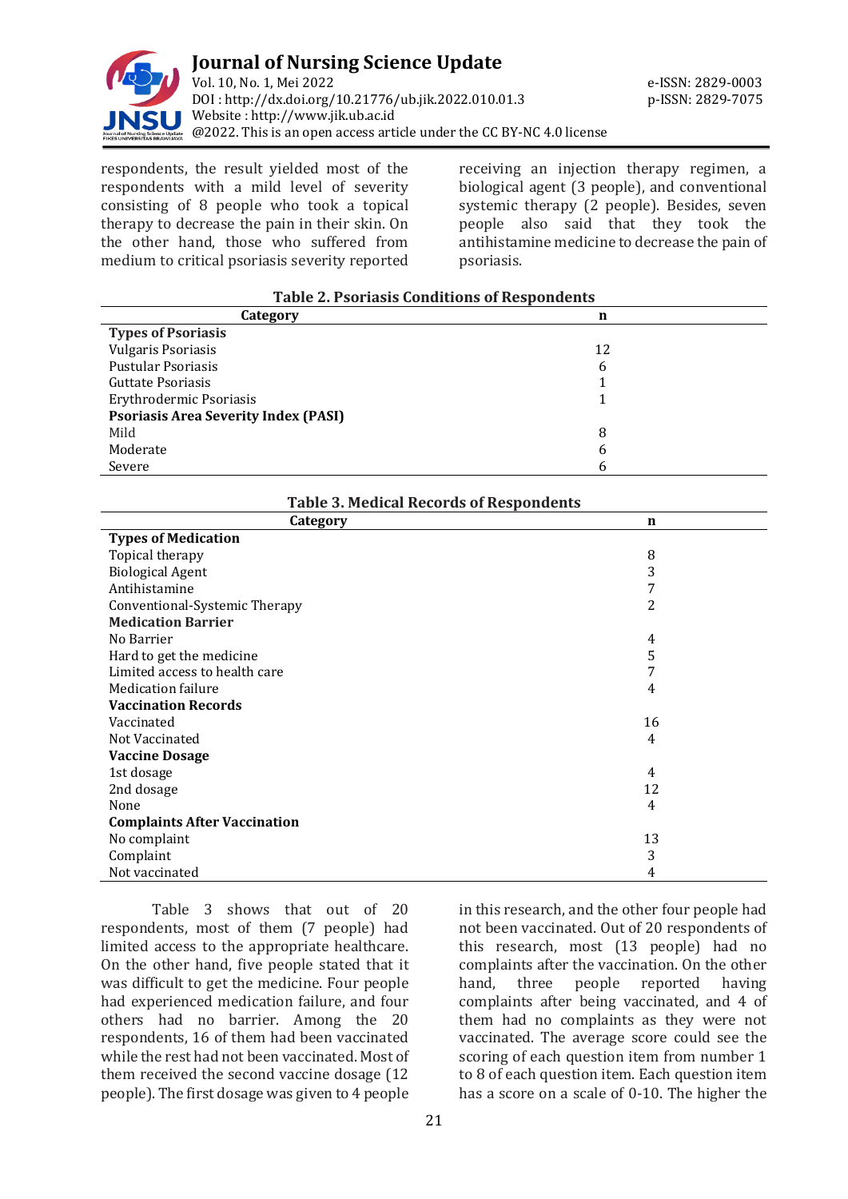respondents, the result yielded most of the respondents with a mild level of severity consisting of 8 people who took a topical therapy to decrease the pain in their skin. On the other hand, those who suffered from medium to critical psoriasis severity reported receiving an injection therapy regimen, a biological agent (3 people), and conventional systemic therapy (2 people). Besides, seven people also said that they took the antihistamine medicine to decrease the pain of psoriasis.

**Table 2. Psoriasis Conditions of Respondents**

| Category | n |
|---|---|
| **Types of Psoriasis** | |
| Vulgaris Psoriasis | 12 |
| Pustular Psoriasis | 6 |
| Guttate Psoriasis | 1 |
| Erythrodermic Psoriasis | 1 |
| **Psoriasis Area Severity Index (PASI)** | |
| Mild | 8 |
| Moderate | 6 |
| Severe | 6 |

**Table 3. Medical Records of Respondents**

| Category | n |
|---|---|
| **Types of Medication** | |
| Topical therapy | 8 |
| Biological Agent | 3 |
| Antihistamine | 7 |
| Conventional-Systemic Therapy | 2 |
| **Medication Barrier** | |
| No Barrier | 4 |
| Hard to get the medicine | 5 |
| Limited access to health care | 7 |
| Medication failure | 4 |
| **Vaccination Records** | |
| Vaccinated | 16 |
| Not Vaccinated | 4 |
| **Vaccine Dosage** | |
| 1st dosage | 4 |
| 2nd dosage | 12 |
| None | 4 |
| **Complaints After Vaccination** | |
| No complaint | 13 |
| Complaint | 3 |
| Not vaccinated | 4 |

Table 3 shows that out of 20 respondents, most of them (7 people) had limited access to the appropriate healthcare. On the other hand, five people stated that it was difficult to get the medicine. Four people had experienced medication failure, and four others had no barrier. Among the 20 respondents, 16 of them had been vaccinated while the rest had not been vaccinated. Most of them received the second vaccine dosage (12 people). The first dosage was given to 4 people in this research, and the other four people had not been vaccinated. Out of 20 respondents of this research, most (13 people) had no complaints after the vaccination. On the other hand, three people reported having complaints after being vaccinated, and 4 of them had no complaints as they were not vaccinated. The average score could see the scoring of each question item from number 1 to 8 of each question item. Each question item has a score on a scale of 0-10. The higher the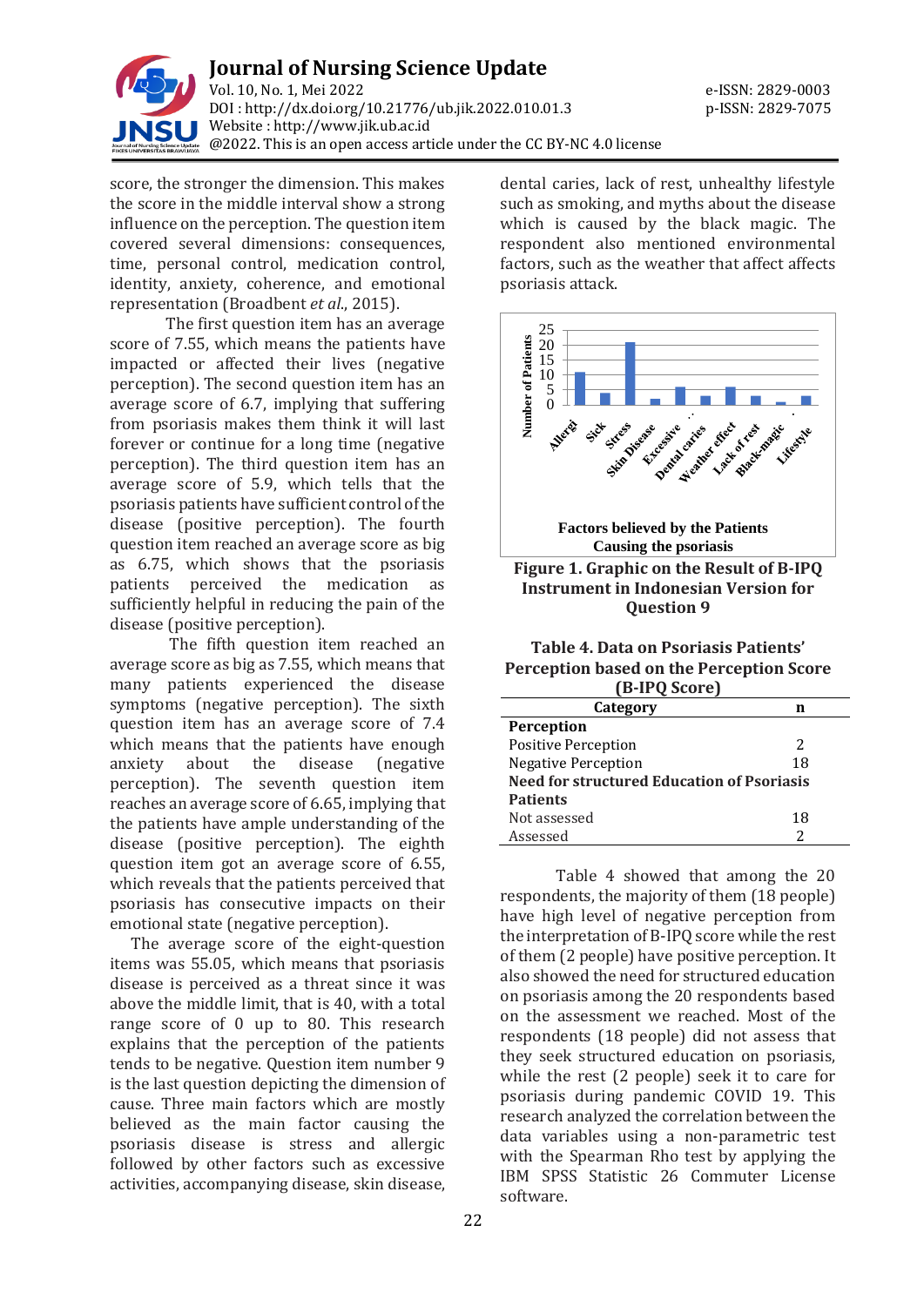score, the stronger the dimension. This makes the score in the middle interval show a strong influence on the perception. The question item covered several dimensions: consequences, time, personal control, medication control, identity, anxiety, coherence, and emotional representation (Broadbent *et al*., 2015).

The first question item has an average score of 7.55, which means the patients have impacted or affected their lives (negative perception). The second question item has an average score of 6.7, implying that suffering from psoriasis makes them think it will last forever or continue for a long time (negative perception). The third question item has an average score of 5.9, which tells that the psoriasis patients have sufficient control of the disease (positive perception). The fourth question item reached an average score as big as 6.75, which shows that the psoriasis patients perceived the medication as sufficiently helpful in reducing the pain of the disease (positive perception).

The fifth question item reached an average score as big as 7.55, which means that many patients experienced the disease symptoms (negative perception). The sixth question item has an average score of 7.4 which means that the patients have enough anxiety about the disease (negative perception). The seventh question item reaches an average score of 6.65, implying that the patients have ample understanding of the disease (positive perception). The eighth question item got an average score of 6.55, which reveals that the patients perceived that psoriasis has consecutive impacts on their emotional state (negative perception).

The average score of the eight-question items was 55.05, which means that psoriasis disease is perceived as a threat since it was above the middle limit, that is 40, with a total range score of 0 up to 80. This research explains that the perception of the patients tends to be negative. Question item number 9 is the last question depicting the dimension of cause. Three main factors which are mostly believed as the main factor causing the psoriasis disease is stress and allergic followed by other factors such as excessive activities, accompanying disease, skin disease, dental caries, lack of rest, unhealthy lifestyle such as smoking, and myths about the disease which is caused by the black magic. The respondent also mentioned environmental factors, such as the weather that affect affects psoriasis attack.

Factors believed by the Patients Causing the psoriasis

**Figure 1. Graphic on the Result of B-IPQ Instrument in Indonesian Version for Question 9**

**Table 4. Data on Psoriasis Patients' Perception based on the Perception Score (B-IPQ Score)**

| Category | n |
|---|---|
| **Perception** | |
| Positive Perception | 2 |
| Negative Perception | 18 |
| **Need for structured Education of Psoriasis Patients** | |
| Not assessed | 18 |
| Assessed | 2 |

Table 4 showed that among the 20 respondents, the majority of them (18 people) have high level of negative perception from the interpretation of B-IPQ score while the rest of them (2 people) have positive perception. It also showed the need for structured education on psoriasis among the 20 respondents based on the assessment we reached. Most of the respondents (18 people) did not assess that they seek structured education on psoriasis, while the rest (2 people) seek it to care for psoriasis during pandemic COVID 19. This research analyzed the correlation between the data variables using a non-parametric test with the Spearman Rho test by applying the IBM SPSS Statistic 26 Commuter License software.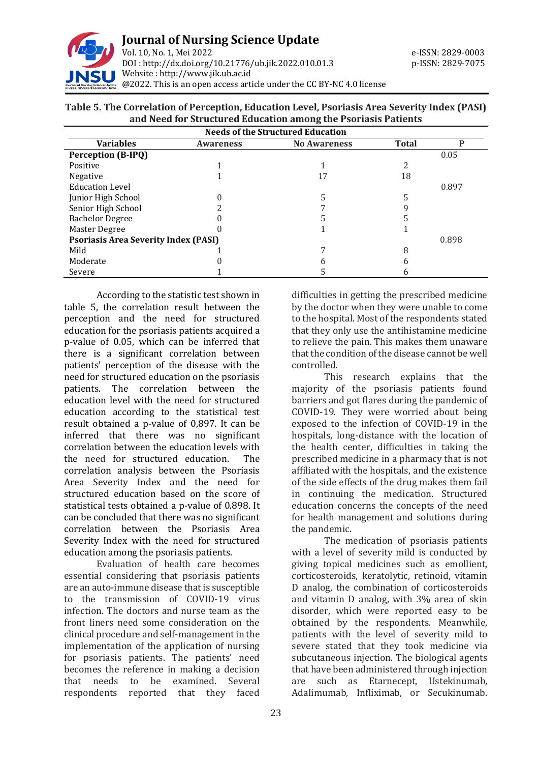**Table 5. The Correlation of Perception, Education Level, Psoriasis Area Severity Index (PASI) and Need for Structured Education among the Psoriasis Patients**

| | Needs of the Structured Education | | | |
|---|---|---|---|---|
| **Variables** | **Awareness** | **No Awareness** | **Total** | **P** |
| **Perception (B-IPQ)** | | | | 0.05 |
| Positive | 1 | 1 | 2 | |
| Negative | 1 | 17 | 18 | |
| Education Level | | | | 0.897 |
| Junior High School | 0 | 5 | 5 | |
| Senior High School | 2 | 7 | 9 | |
| Bachelor Degree | 0 | 5 | 5 | |
| Master Degree | 0 | 1 | 1 | |
| **Psoriasis Area Severity Index (PASI)** | | | | 0.898 |
| Mild | 1 | 7 | 8 | |
| Moderate | 0 | 6 | 6 | |
| Severe | 1 | 5 | 6 | |

According to the statistic test shown in table 5, the correlation result between the perception and the need for structured education for the psoriasis patients acquired a p-value of 0.05, which can be inferred that there is a significant correlation between patients' perception of the disease with the need for structured education on the psoriasis patients. The correlation between the education level with the need for structured education according to the statistical test result obtained a p-value of 0,897. It can be inferred that there was no significant correlation between the education levels with the need for structured education. The correlation analysis between the Psoriasis Area Severity Index and the need for structured education based on the score of statistical tests obtained a p-value of 0.898. It can be concluded that there was no significant correlation between the Psoriasis Area Severity Index with the need for structured education among the psoriasis patients.

Evaluation of health care becomes essential considering that psoriasis patients are an auto-immune disease that is susceptible to the transmission of COVID-19 virus infection. The doctors and nurse team as the front liners need some consideration on the clinical procedure and self-management in the implementation of the application of nursing for psoriasis patients. The patients' need becomes the reference in making a decision that needs to be examined. Several respondents reported that they faced difficulties in getting the prescribed medicine by the doctor when they were unable to come to the hospital. Most of the respondents stated that they only use the antihistamine medicine to relieve the pain. This makes them unaware that the condition of the disease cannot be well controlled.

This research explains that the majority of the psoriasis patients found barriers and got flares during the pandemic of COVID-19. They were worried about being exposed to the infection of COVID-19 in the hospitals, long-distance with the location of the health center, difficulties in taking the prescribed medicine in a pharmacy that is not affiliated with the hospitals, and the existence of the side effects of the drug makes them fail in continuing the medication. Structured education concerns the concepts of the need for health management and solutions during the pandemic.

The medication of psoriasis patients with a level of severity mild is conducted by giving topical medicines such as emollient, corticosteroids, keratolytic, retinoid, vitamin D analog, the combination of corticosteroids and vitamin D analog, with 3% area of skin disorder, which were reported easy to be obtained by the respondents. Meanwhile, patients with the level of severity mild to severe stated that they took medicine via subcutaneous injection. The biological agents that have been administered through injection are such as Etarnecept, Ustekinumab, Adalimumab, Infliximab, or Secukinumab.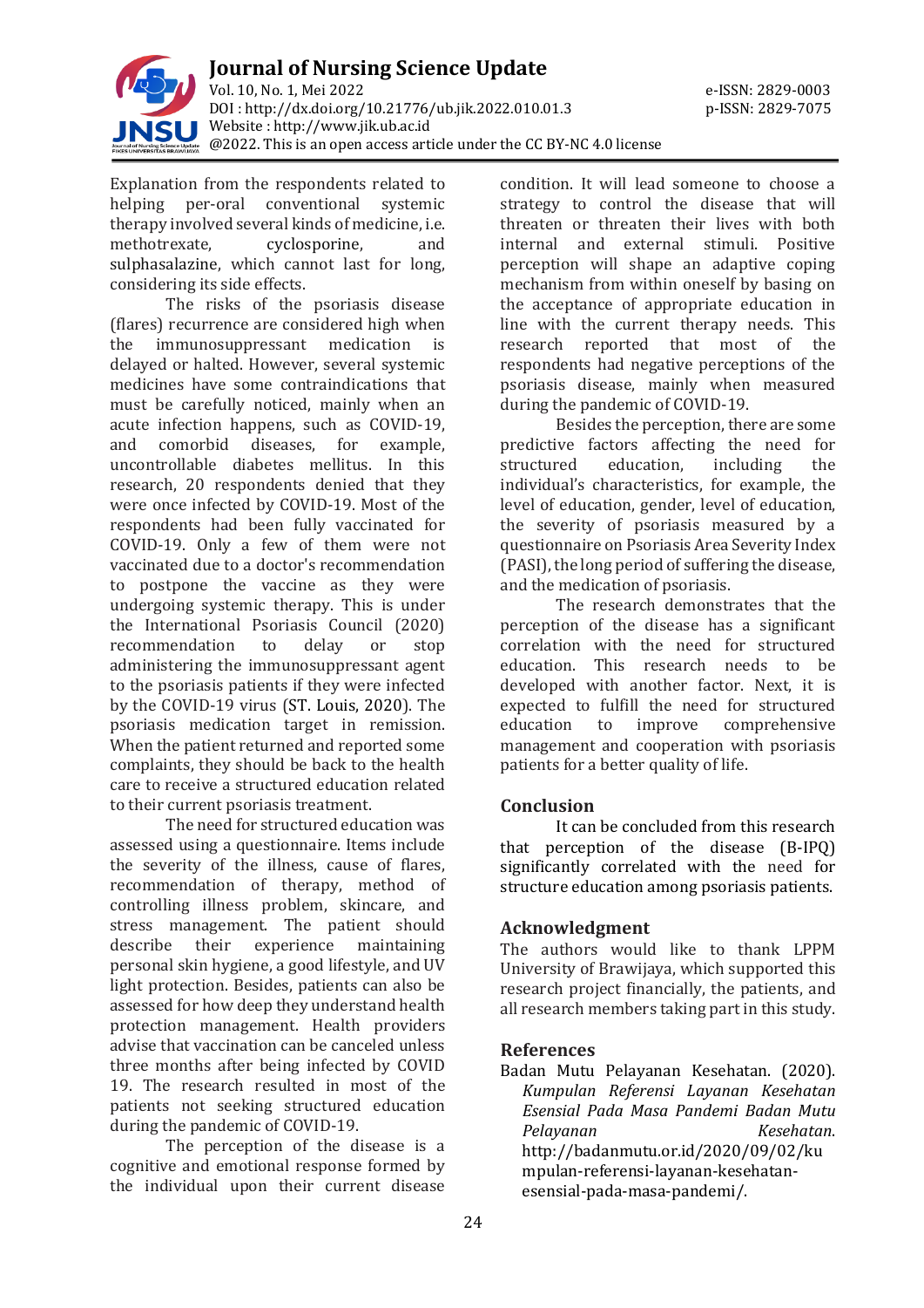Explanation from the respondents related to helping per-oral conventional systemic therapy involved several kinds of medicine, i.e. methotrexate, cyclosporine, and sulphasalazine, which cannot last for long, considering its side effects.

The risks of the psoriasis disease (flares) recurrence are considered high when the immunosuppressant medication is delayed or halted. However, several systemic medicines have some contraindications that must be carefully noticed, mainly when an acute infection happens, such as COVID-19, and comorbid diseases, for example, uncontrollable diabetes mellitus. In this research, 20 respondents denied that they were once infected by COVID-19. Most of the respondents had been fully vaccinated for COVID-19. Only a few of them were not vaccinated due to a doctor's recommendation to postpone the vaccine as they were undergoing systemic therapy. This is under the International Psoriasis Council (2020) recommendation to delay or stop administering the immunosuppressant agent to the psoriasis patients if they were infected by the COVID-19 virus (ST. Louis, 2020). The psoriasis medication target in remission. When the patient returned and reported some complaints, they should be back to the health care to receive a structured education related to their current psoriasis treatment.

The need for structured education was assessed using a questionnaire. Items include the severity of the illness, cause of flares, recommendation of therapy, method of controlling illness problem, skincare, and stress management. The patient should describe their experience maintaining personal skin hygiene, a good lifestyle, and UV light protection. Besides, patients can also be assessed for how deep they understand health protection management. Health providers advise that vaccination can be canceled unless three months after being infected by COVID 19. The research resulted in most of the patients not seeking structured education during the pandemic of COVID-19.

The perception of the disease is a cognitive and emotional response formed by the individual upon their current disease condition. It will lead someone to choose a strategy to control the disease that will threaten or threaten their lives with both internal and external stimuli. Positive perception will shape an adaptive coping mechanism from within oneself by basing on the acceptance of appropriate education in line with the current therapy needs. This research reported that most of the respondents had negative perceptions of the psoriasis disease, mainly when measured during the pandemic of COVID-19.

Besides the perception, there are some predictive factors affecting the need for structured education, including the individual's characteristics, for example, the level of education, gender, level of education, the severity of psoriasis measured by a questionnaire on Psoriasis Area Severity Index (PASI), the long period of suffering the disease, and the medication of psoriasis.

The research demonstrates that the perception of the disease has a significant correlation with the need for structured education. This research needs to be developed with another factor. Next, it is expected to fulfill the need for structured education to improve comprehensive management and cooperation with psoriasis patients for a better quality of life.

## Conclusion

It can be concluded from this research that perception of the disease (B-IPQ) significantly correlated with the need for structure education among psoriasis patients.

## Acknowledgment

The authors would like to thank LPPM University of Brawijaya, which supported this research project financially, the patients, and all research members taking part in this study.

## References

Badan Mutu Pelayanan Kesehatan. (2020). *Kumpulan Referensi Layanan Kesehatan Esensial Pada Masa Pandemi Badan Mutu Pelayanan Kesehatan*. http://badanmutu.or.id/2020/09/02/kumpulan-referensi-layanan-kesehatan-esensial-pada-masa-pandemi/.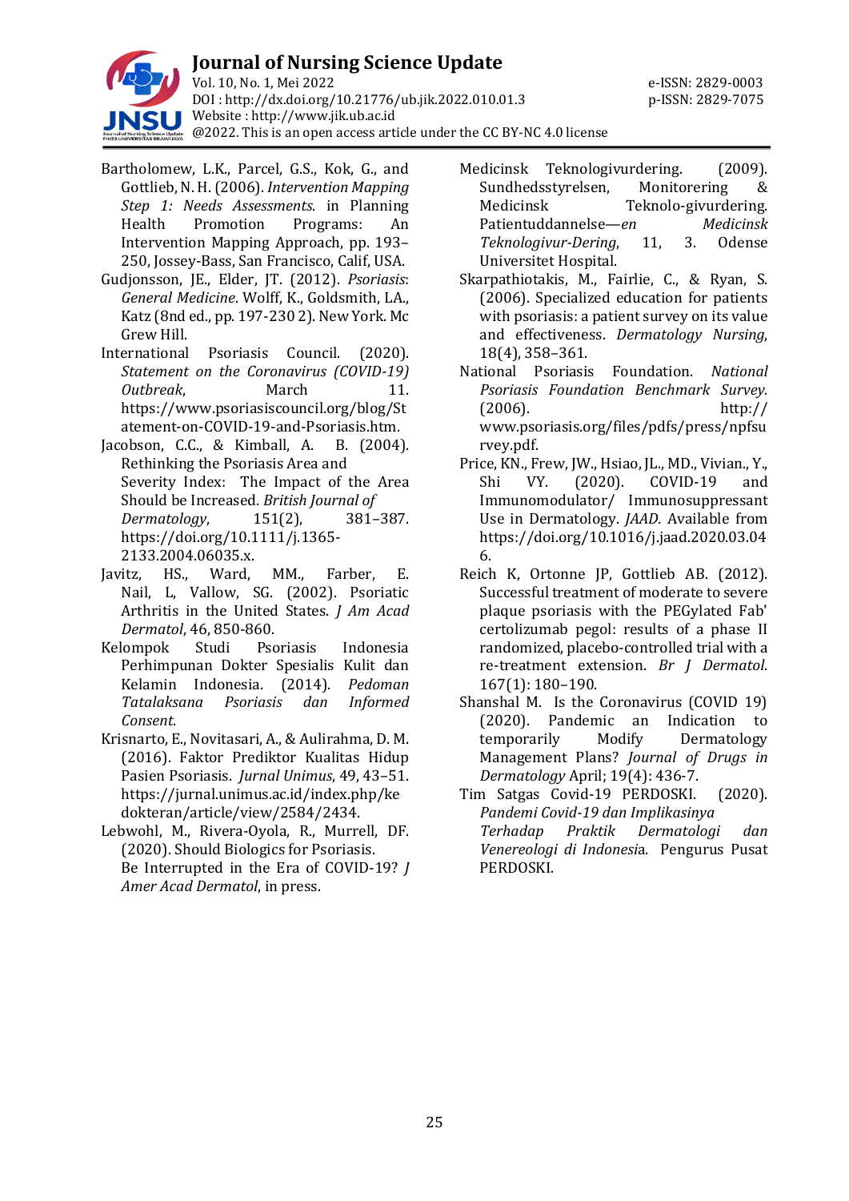Bartholomew, L.K., Parcel, G.S., Kok, G., and Gottlieb, N. H. (2006). *Intervention Mapping Step 1: Needs Assessments*. in Planning Health Promotion Programs: An Intervention Mapping Approach, pp. 193–250, Jossey-Bass, San Francisco, Calif, USA.

Gudjonsson, JE., Elder, JT. (2012). *Psoriasis*: *General Medicine*. Wolff, K., Goldsmith, LA., Katz (8nd ed., pp. 197-230 2). New York. Mc Grew Hill.

International Psoriasis Council. (2020). *Statement on the Coronavirus (COVID-19) Outbreak*, March 11. https://www.psoriasiscouncil.org/blog/Statement-on-COVID-19-and-Psoriasis.htm.

Jacobson, C.C., & Kimball, A. B. (2004). Rethinking the Psoriasis Area and Severity Index: The Impact of the Area Should be Increased. *British Journal of Dermatology*, 151(2), 381–387. https://doi.org/10.1111/j.1365-2133.2004.06035.x.

Javitz, HS., Ward, MM., Farber, E. Nail, L, Vallow, SG. (2002). Psoriatic Arthritis in the United States. *J Am Acad Dermatol*, 46, 850-860.

Kelompok Studi Psoriasis Indonesia Perhimpunan Dokter Spesialis Kulit dan Kelamin Indonesia. (2014). *Pedoman Tatalaksana Psoriasis dan Informed Consent*.

Krisnarto, E., Novitasari, A., & Aulirahma, D. M. (2016). Faktor Prediktor Kualitas Hidup Pasien Psoriasis. *Jurnal Unimus*, 49, 43–51. https://jurnal.unimus.ac.id/index.php/kedokteran/article/view/2584/2434.

Lebwohl, M., Rivera-Oyola, R., Murrell, DF. (2020). Should Biologics for Psoriasis. Be Interrupted in the Era of COVID-19? *J Amer Acad Dermatol*, in press.

Medicinsk Teknologivurdering. (2009). Sundhedsstyrelsen, Monitorering & Medicinsk Teknolo-givurdering. Patientuddannelse—*en Medicinsk Teknologivur-Dering*, 11, 3. Odense Universitet Hospital.

Skarpathiotakis, M., Fairlie, C., & Ryan, S. (2006). Specialized education for patients with psoriasis: a patient survey on its value and effectiveness. *Dermatology Nursing*, 18(4), 358–361.

National Psoriasis Foundation. *National Psoriasis Foundation Benchmark Survey.* (2006). http://www.psoriasis.org/files/pdfs/press/npfsurvey.pdf.

Price, KN., Frew, JW., Hsiao, JL., MD., Vivian., Y., Shi VY. (2020). COVID-19 and Immunomodulator/ Immunosuppressant Use in Dermatology. *JAAD.* Available from https://doi.org/10.1016/j.jaad.2020.03.046.

Reich K, Ortonne JP, Gottlieb AB. (2012). Successful treatment of moderate to severe plaque psoriasis with the PEGylated Fab' certolizumab pegol: results of a phase II randomized, placebo-controlled trial with a re-treatment extension. *Br J Dermatol*. 167(1): 180–190.

Shanshal M. Is the Coronavirus (COVID 19) (2020). Pandemic an Indication to temporarily Modify Dermatology Management Plans? *Journal of Drugs in Dermatology* April; 19(4): 436-7.

Tim Satgas Covid-19 PERDOSKI. (2020). *Pandemi Covid-19 dan Implikasinya Terhadap Praktik Dermatologi dan Venereologi di Indonesi*a. Pengurus Pusat PERDOSKI.